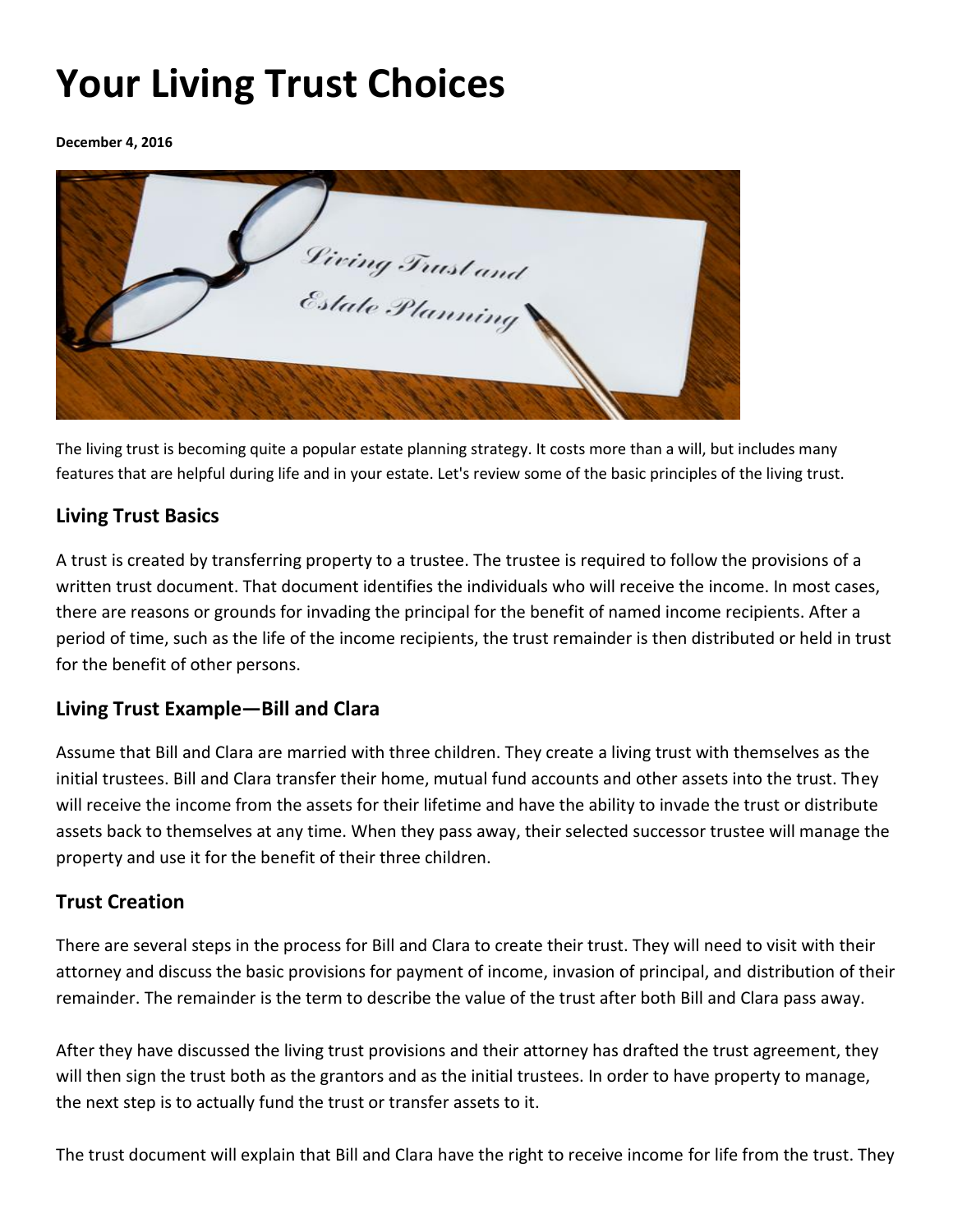# Your Living Trust Choices

**December 4, 2016**

The living trust is becoming quite a popular estate planning strategy. It costs more than a will, but includes many features that are helpful during life and in your estate. Let's review some of the basic principles of the living trust.

## Living Trust Basics

A trust is created by transferring property to a trustee. The trustee is required to follow the provisions of a written trust document. That document identifies the individuals who will receive the income. In most cases, there are reasons or grounds for invading the principal for the benefit of named income recipients. After a period of time, such as the life of the income recipients, the trust remainder is then distributed or held in trust for the benefit of other persons.

## Living Trust Example—Bill and Clara

Assume that Bill and Clara are married with three children. They create a living trust with themselves as the initial trustees. Bill and Clara transfer their home, mutual fund accounts and other assets into the trust. They will receive the income from the assets for their lifetime and have the ability to invade the trust or distribute assets back to themselves at any time. When they pass away, their selected successor trustee will manage the property and use it for the benefit of their three children.

## Trust Creation

There are several steps in the process for Bill and Clara to create their trust. They will need to visit with their attorney and discuss the basic provisions for payment of income, invasion of principal, and distribution of their remainder. The remainder is the term to describe the value of the trust after both Bill and Clara pass away.

After they have discussed the living trust provisions and their attorney has drafted the trust agreement, they will then sign the trust both as the grantors and as the initial trustees. In order to have property to manage, the next step is to actually fund the trust or transfer assets to it.

The trust document will explain that Bill and Clara have the right to receive income for life from the trust. They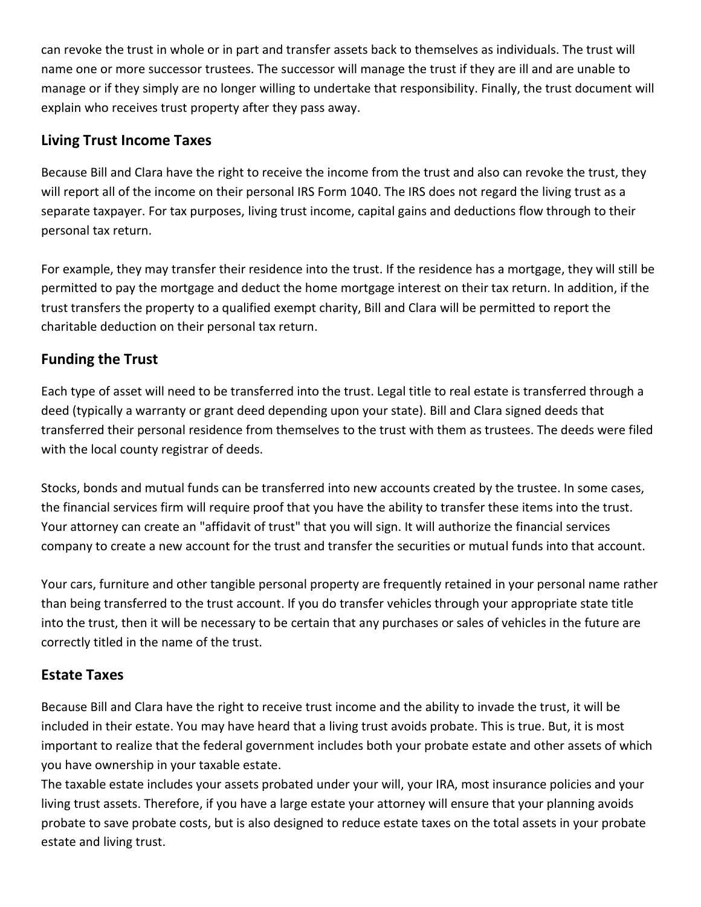can revoke the trust in whole or in part and transfer assets back to themselves as individuals. The trust will name one or more successor trustees. The successor will manage the trust if they are ill and are unable to manage or if they simply are no longer willing to undertake that responsibility. Finally, the trust document will explain who receives trust property after they pass away.

## Living Trust Income Taxes

Because Bill and Clara have the right to receive the income from the trust and also can revoke the trust, they will report all of the income on their personal IRS Form 1040. The IRS does not regard the living trust as a separate taxpayer. For tax purposes, living trust income, capital gains and deductions flow through to their personal tax return.

For example, they may transfer their residence into the trust. If the residence has a mortgage, they will still be permitted to pay the mortgage and deduct the home mortgage interest on their tax return. In addition, if the trust transfers the property to a qualified exempt charity, Bill and Clara will be permitted to report the charitable deduction on their personal tax return.

## Funding the Trust

Each type of asset will need to be transferred into the trust. Legal title to real estate is transferred through a deed (typically a warranty or grant deed depending upon your state). Bill and Clara signed deeds that transferred their personal residence from themselves to the trust with them as trustees. The deeds were filed with the local county registrar of deeds.

Stocks, bonds and mutual funds can be transferred into new accounts created by the trustee. In some cases, the financial services firm will require proof that you have the ability to transfer these items into the trust. Your attorney can create an "affidavit of trust" that you will sign. It will authorize the financial services company to create a new account for the trust and transfer the securities or mutual funds into that account.

Your cars, furniture and other tangible personal property are frequently retained in your personal name rather than being transferred to the trust account. If you do transfer vehicles through your appropriate state title into the trust, then it will be necessary to be certain that any purchases or sales of vehicles in the future are correctly titled in the name of the trust.

## Estate Taxes

Because Bill and Clara have the right to receive trust income and the ability to invade the trust, it will be included in their estate. You may have heard that a living trust avoids probate. This is true. But, it is most important to realize that the federal government includes both your probate estate and other assets of which you have ownership in your taxable estate.

The taxable estate includes your assets probated under your will, your IRA, most insurance policies and your living trust assets. Therefore, if you have a large estate your attorney will ensure that your planning avoids probate to save probate costs, but is also designed to reduce estate taxes on the total assets in your probate estate and living trust.